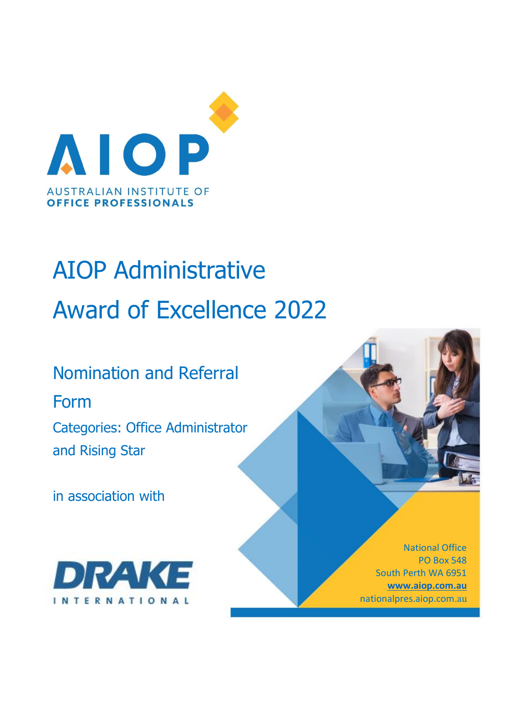AIOP

AUSTRALIAN INSTITUTE OF
OFFICE PROFESSIONALS

# AIOP Administrative Award of Excellence 2022

## Nomination and Referral Form

### Categories: Office Administrator and Rising Star

in association with

DRAKE INTERNATIONAL

National Office
PO Box 548
South Perth WA 6951
**www.aiop.com.au**
nationalpres.aiop.com.au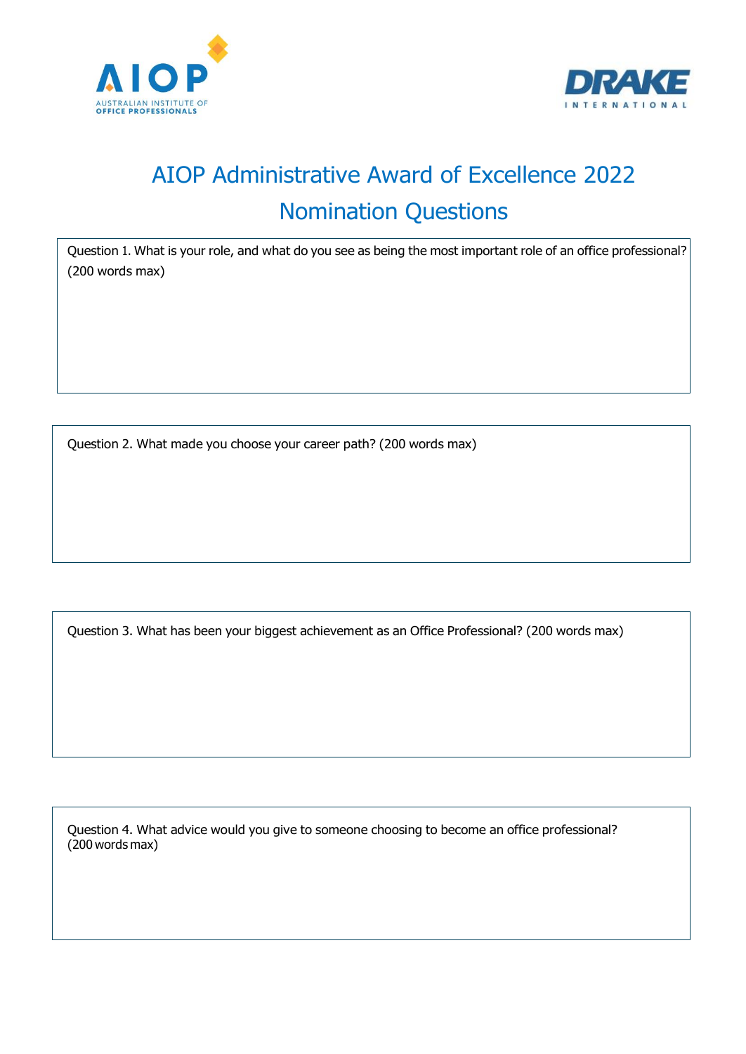# AIOP Administrative Award of Excellence 2022

## Nomination Questions

Question 1. What is your role, and what do you see as being the most important role of an office professional? (200 words max)

Question 2. What made you choose your career path? (200 words max)

Question 3. What has been your biggest achievement as an Office Professional? (200 words max)

Question 4. What advice would you give to someone choosing to become an office professional? (200 words max)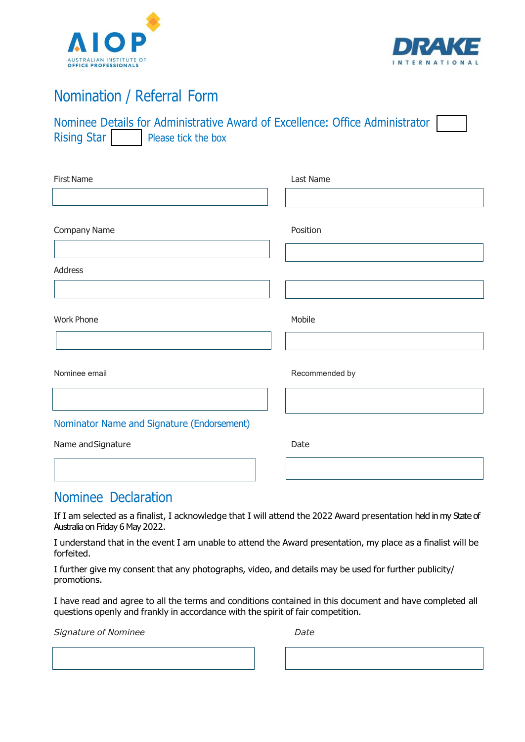AIOP
AUSTRALIAN INSTITUTE OF OFFICE PROFESSIONALS

DRAKE INTERNATIONAL

# Nomination / Referral Form

## Nominee Details for Administrative Award of Excellence: Office Administrator ☐ Rising Star ☐ Please tick the box

First Name

Last Name

Company Name

Position

Address

Work Phone

Mobile

Nominee email

Recommended by

### Nominator Name and Signature (Endorsement)

Name and Signature

Date

## Nominee Declaration

If I am selected as a finalist, I acknowledge that I will attend the 2022 Award presentation held in my State of Australia on Friday 6 May 2022.

I understand that in the event I am unable to attend the Award presentation, my place as a finalist will be forfeited.

I further give my consent that any photographs, video, and details may be used for further publicity/ promotions.

I have read and agree to all the terms and conditions contained in this document and have completed all questions openly and frankly in accordance with the spirit of fair competition.

*Signature of Nominee*

*Date*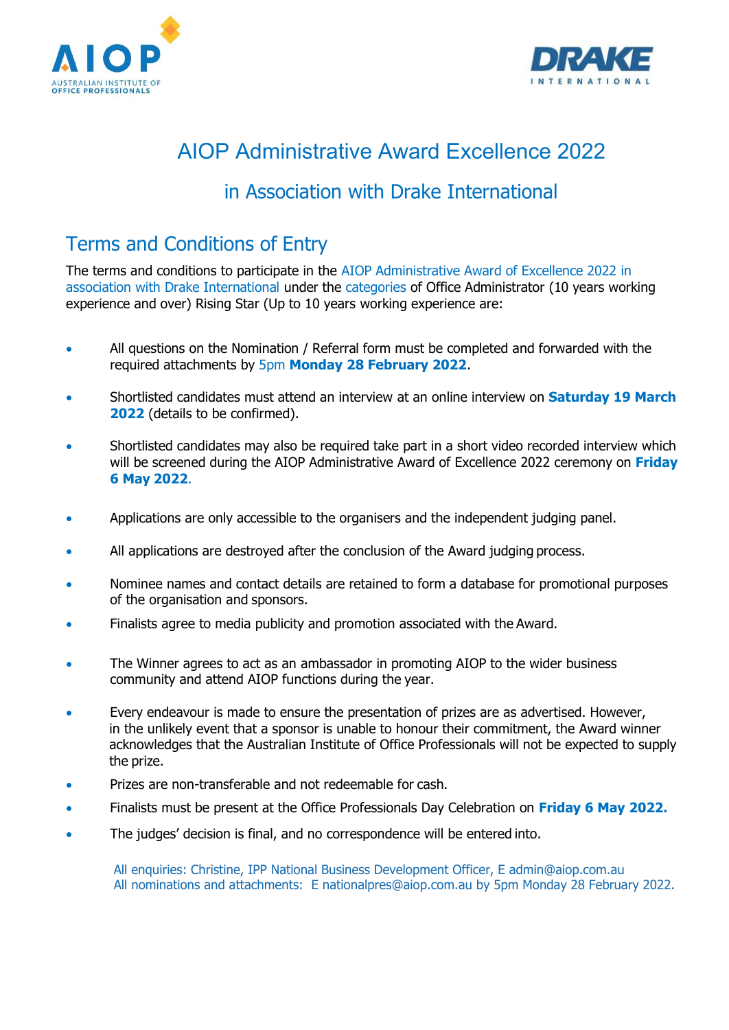AIOP AUSTRALIAN INSTITUTE OF OFFICE PROFESSIONALS

DRAKE INTERNATIONAL

# AIOP Administrative Award Excellence 2022

## in Association with Drake International

## Terms and Conditions of Entry

The terms and conditions to participate in the AIOP Administrative Award of Excellence 2022 in association with Drake International under the categories of Office Administrator (10 years working experience and over) Rising Star (Up to 10 years working experience are:

- All questions on the Nomination / Referral form must be completed and forwarded with the required attachments by 5pm **Monday 28 February 2022**.
- Shortlisted candidates must attend an interview at an online interview on **Saturday 19 March 2022** (details to be confirmed).
- Shortlisted candidates may also be required take part in a short video recorded interview which will be screened during the AIOP Administrative Award of Excellence 2022 ceremony on **Friday 6 May 2022**.
- Applications are only accessible to the organisers and the independent judging panel.
- All applications are destroyed after the conclusion of the Award judging process.
- Nominee names and contact details are retained to form a database for promotional purposes of the organisation and sponsors.
- Finalists agree to media publicity and promotion associated with the Award.
- The Winner agrees to act as an ambassador in promoting AIOP to the wider business community and attend AIOP functions during the year.
- Every endeavour is made to ensure the presentation of prizes are as advertised. However, in the unlikely event that a sponsor is unable to honour their commitment, the Award winner acknowledges that the Australian Institute of Office Professionals will not be expected to supply the prize.
- Prizes are non-transferable and not redeemable for cash.
- Finalists must be present at the Office Professionals Day Celebration on **Friday 6 May 2022.**
- The judges' decision is final, and no correspondence will be entered into.

All enquiries: Christine, IPP National Business Development Officer, E admin@aiop.com.au
All nominations and attachments: E nationalpres@aiop.com.au by 5pm Monday 28 February 2022.